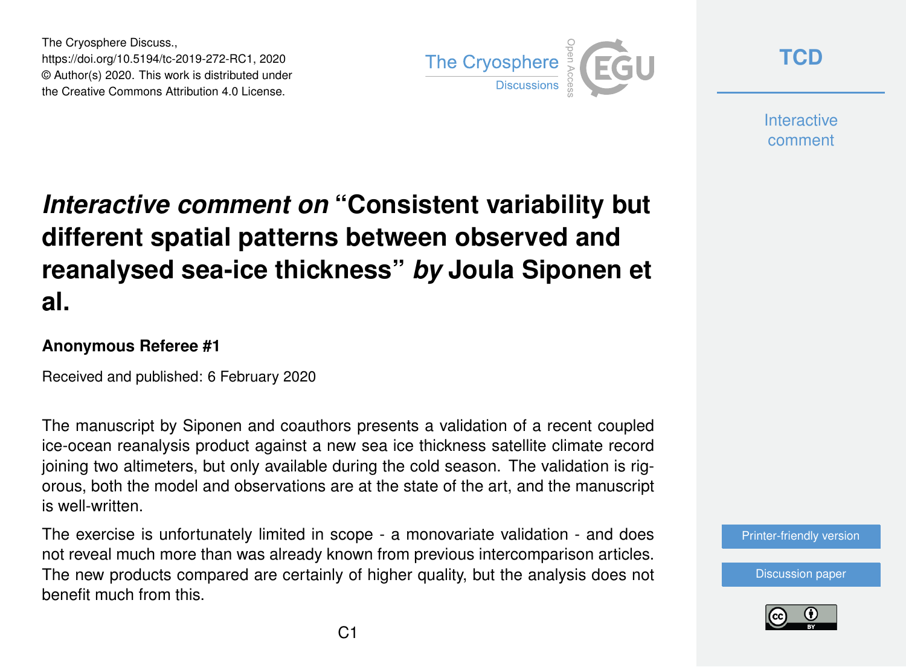The Cryosphere Discuss.,
https://doi.org/10.5194/tc-2019-272-RC1, 2020
© Author(s) 2020. This work is distributed under
the Creative Commons Attribution 4.0 License.

# *Interactive comment on* "Consistent variability but different spatial patterns between observed and reanalysed sea-ice thickness" *by* Joula Siponen et al.

**Anonymous Referee #1**

Received and published: 6 February 2020

The manuscript by Siponen and coauthors presents a validation of a recent coupled ice-ocean reanalysis product against a new sea ice thickness satellite climate record joining two altimeters, but only available during the cold season. The validation is rigorous, both the model and observations are at the state of the art, and the manuscript is well-written.

The exercise is unfortunately limited in scope - a monovariate validation - and does not reveal much more than was already known from previous intercomparison articles. The new products compared are certainly of higher quality, but the analysis does not benefit much from this.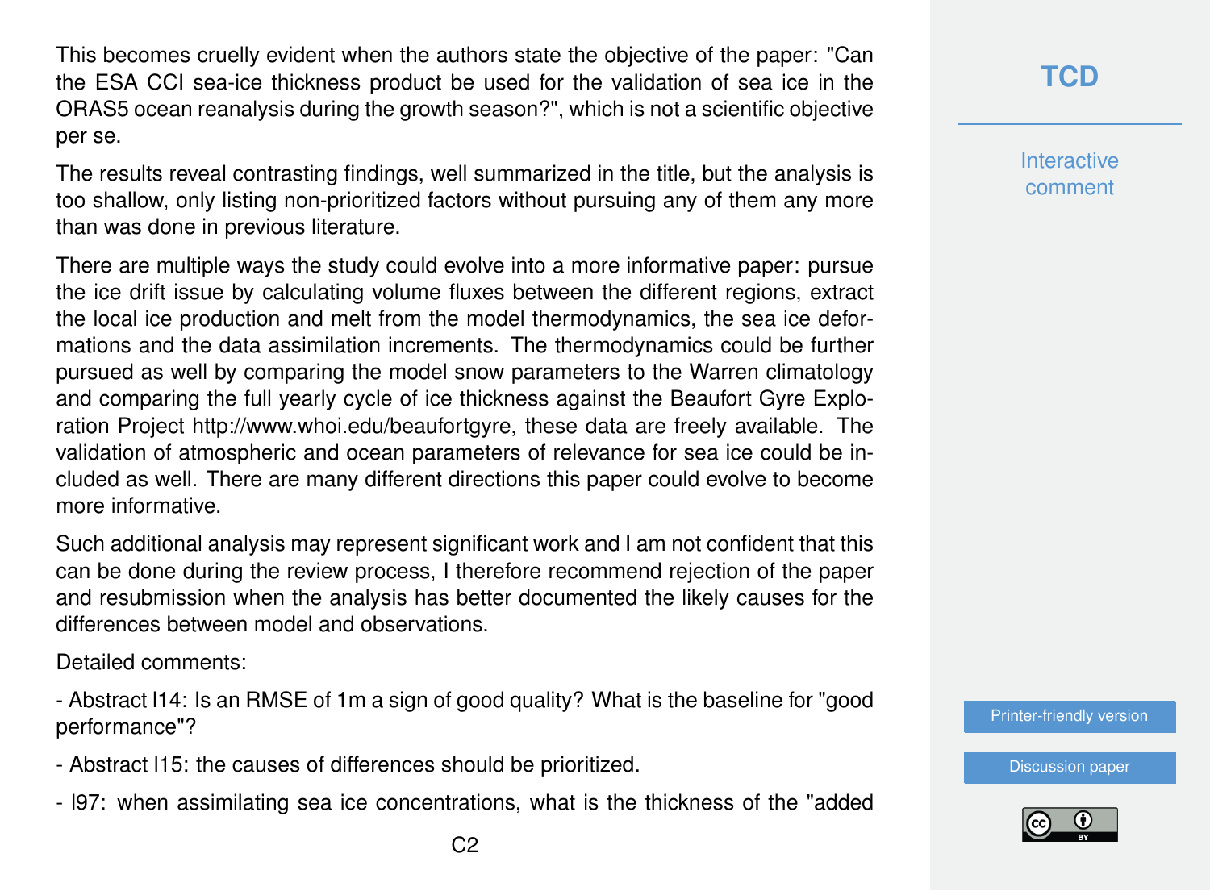This becomes cruelly evident when the authors state the objective of the paper: "Can the ESA CCI sea-ice thickness product be used for the validation of sea ice in the ORAS5 ocean reanalysis during the growth season?", which is not a scientific objective per se.

The results reveal contrasting findings, well summarized in the title, but the analysis is too shallow, only listing non-prioritized factors without pursuing any of them any more than was done in previous literature.

There are multiple ways the study could evolve into a more informative paper: pursue the ice drift issue by calculating volume fluxes between the different regions, extract the local ice production and melt from the model thermodynamics, the sea ice deformations and the data assimilation increments. The thermodynamics could be further pursued as well by comparing the model snow parameters to the Warren climatology and comparing the full yearly cycle of ice thickness against the Beaufort Gyre Exploration Project http://www.whoi.edu/beaufortgyre, these data are freely available. The validation of atmospheric and ocean parameters of relevance for sea ice could be included as well. There are many different directions this paper could evolve to become more informative.

Such additional analysis may represent significant work and I am not confident that this can be done during the review process, I therefore recommend rejection of the paper and resubmission when the analysis has better documented the likely causes for the differences between model and observations.

Detailed comments:

- Abstract l14: Is an RMSE of 1m a sign of good quality? What is the baseline for "good performance"?
- Abstract l15: the causes of differences should be prioritized.
- l97: when assimilating sea ice concentrations, what is the thickness of the "added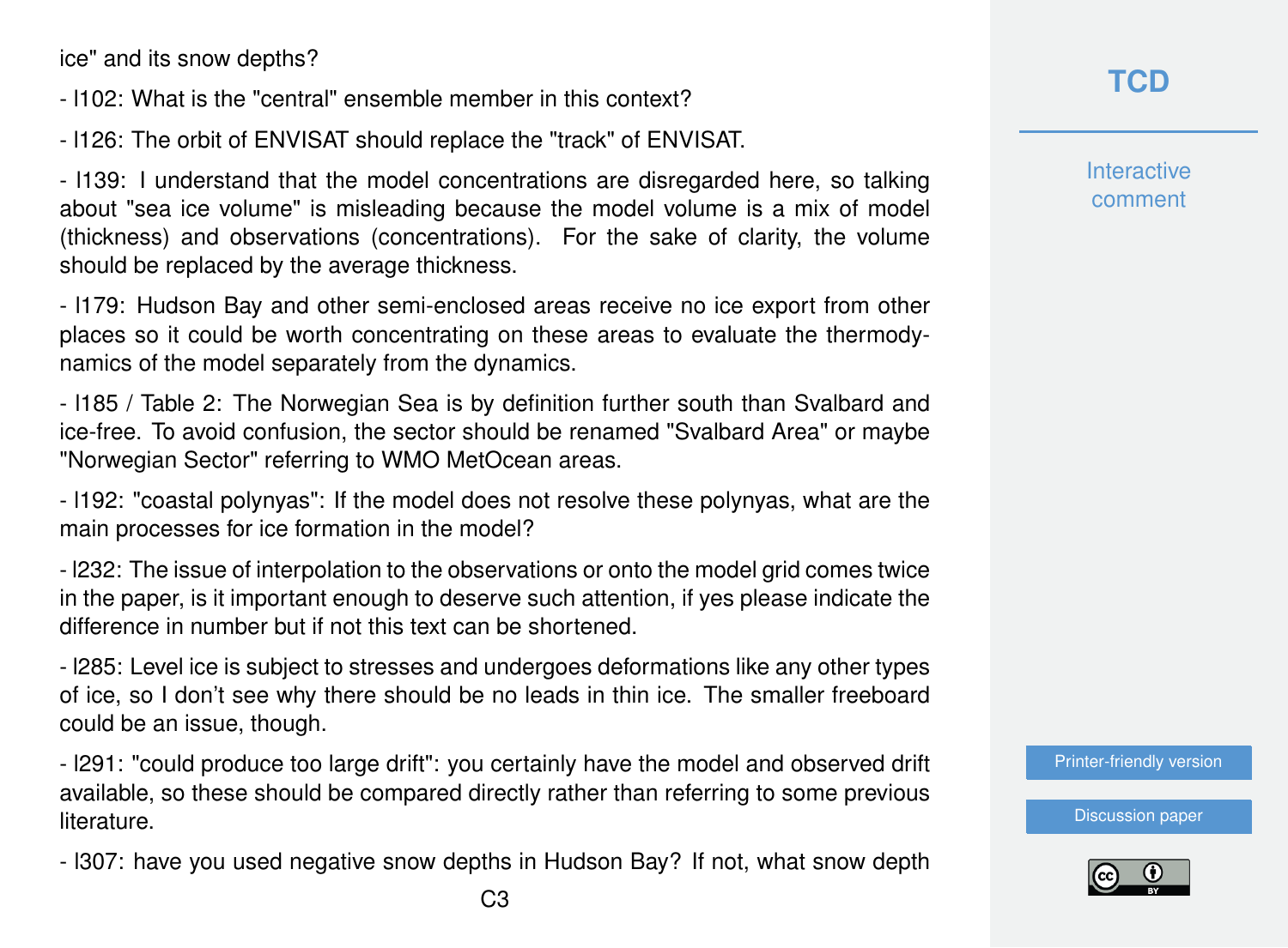ice" and its snow depths?

- l102: What is the "central" ensemble member in this context?

- l126: The orbit of ENVISAT should replace the "track" of ENVISAT.

- l139: I understand that the model concentrations are disregarded here, so talking about "sea ice volume" is misleading because the model volume is a mix of model (thickness) and observations (concentrations). For the sake of clarity, the volume should be replaced by the average thickness.

- l179: Hudson Bay and other semi-enclosed areas receive no ice export from other places so it could be worth concentrating on these areas to evaluate the thermodynamics of the model separately from the dynamics.

- l185 / Table 2: The Norwegian Sea is by definition further south than Svalbard and ice-free. To avoid confusion, the sector should be renamed "Svalbard Area" or maybe "Norwegian Sector" referring to WMO MetOcean areas.

- l192: "coastal polynyas": If the model does not resolve these polynyas, what are the main processes for ice formation in the model?

- l232: The issue of interpolation to the observations or onto the model grid comes twice in the paper, is it important enough to deserve such attention, if yes please indicate the difference in number but if not this text can be shortened.

- l285: Level ice is subject to stresses and undergoes deformations like any other types of ice, so I don't see why there should be no leads in thin ice. The smaller freeboard could be an issue, though.

- l291: "could produce too large drift": you certainly have the model and observed drift available, so these should be compared directly rather than referring to some previous literature.

- l307: have you used negative snow depths in Hudson Bay? If not, what snow depth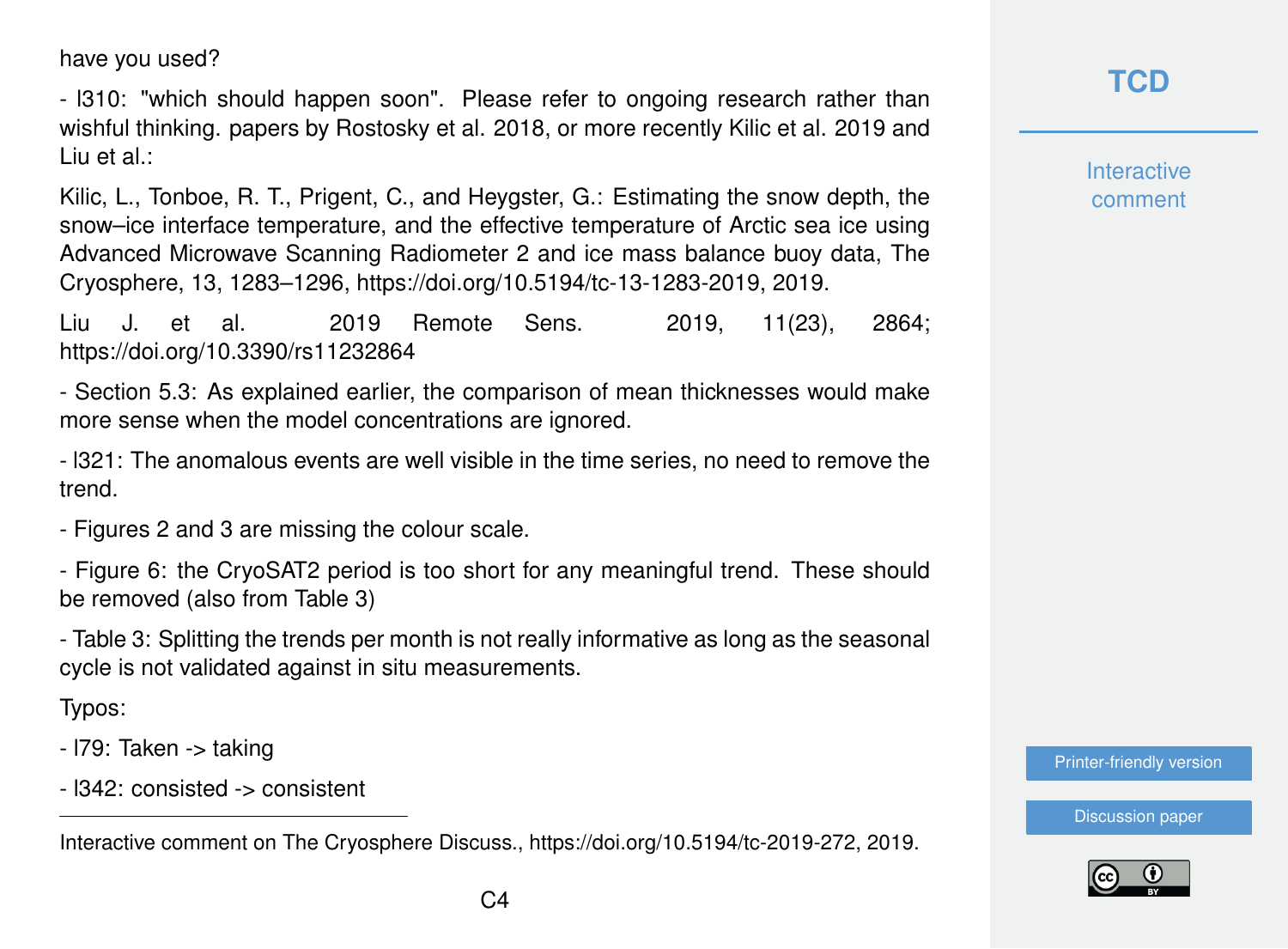have you used?

- l310: "which should happen soon". Please refer to ongoing research rather than wishful thinking. papers by Rostosky et al. 2018, or more recently Kilic et al. 2019 and Liu et al.:

Kilic, L., Tonboe, R. T., Prigent, C., and Heygster, G.: Estimating the snow depth, the snow–ice interface temperature, and the effective temperature of Arctic sea ice using Advanced Microwave Scanning Radiometer 2 and ice mass balance buoy data, The Cryosphere, 13, 1283–1296, https://doi.org/10.5194/tc-13-1283-2019, 2019.

Liu J. et al. 2019 Remote Sens. 2019, 11(23), 2864; https://doi.org/10.3390/rs11232864

- Section 5.3: As explained earlier, the comparison of mean thicknesses would make more sense when the model concentrations are ignored.

- l321: The anomalous events are well visible in the time series, no need to remove the trend.

- Figures 2 and 3 are missing the colour scale.

- Figure 6: the CryoSAT2 period is too short for any meaningful trend. These should be removed (also from Table 3)

- Table 3: Splitting the trends per month is not really informative as long as the seasonal cycle is not validated against in situ measurements.

Typos:

- l79: Taken -> taking

- l342: consisted -> consistent

---

Interactive comment on The Cryosphere Discuss., https://doi.org/10.5194/tc-2019-272, 2019.